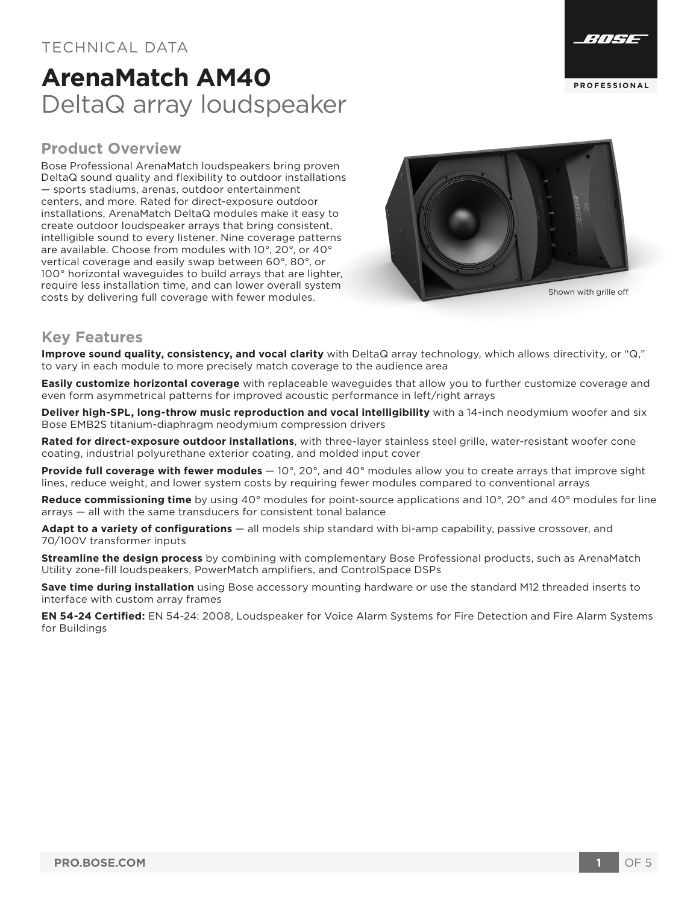TECHNICAL DATA

# ArenaMatch AM40
DeltaQ array loudspeaker

## Product Overview

Bose Professional ArenaMatch loudspeakers bring proven DeltaQ sound quality and flexibility to outdoor installations — sports stadiums, arenas, outdoor entertainment centers, and more. Rated for direct-exposure outdoor installations, ArenaMatch DeltaQ modules make it easy to create outdoor loudspeaker arrays that bring consistent, intelligible sound to every listener. Nine coverage patterns are available. Choose from modules with 10°, 20°, or 40° vertical coverage and easily swap between 60°, 80°, or 100° horizontal waveguides to build arrays that are lighter, require less installation time, and can lower overall system costs by delivering full coverage with fewer modules.

Shown with grille off

## Key Features

**Improve sound quality, consistency, and vocal clarity** with DeltaQ array technology, which allows directivity, or "Q," to vary in each module to more precisely match coverage to the audience area

**Easily customize horizontal coverage** with replaceable waveguides that allow you to further customize coverage and even form asymmetrical patterns for improved acoustic performance in left/right arrays

**Deliver high-SPL, long-throw music reproduction and vocal intelligibility** with a 14-inch neodymium woofer and six Bose EMB2S titanium-diaphragm neodymium compression drivers

**Rated for direct-exposure outdoor installations**, with three-layer stainless steel grille, water-resistant woofer cone coating, industrial polyurethane exterior coating, and molded input cover

**Provide full coverage with fewer modules** — 10°, 20°, and 40° modules allow you to create arrays that improve sight lines, reduce weight, and lower system costs by requiring fewer modules compared to conventional arrays

**Reduce commissioning time** by using 40° modules for point-source applications and 10°, 20° and 40° modules for line arrays — all with the same transducers for consistent tonal balance

**Adapt to a variety of configurations** — all models ship standard with bi-amp capability, passive crossover, and 70/100V transformer inputs

**Streamline the design process** by combining with complementary Bose Professional products, such as ArenaMatch Utility zone-fill loudspeakers, PowerMatch amplifiers, and ControlSpace DSPs

**Save time during installation** using Bose accessory mounting hardware or use the standard M12 threaded inserts to interface with custom array frames

**EN 54-24 Certified:** EN 54-24: 2008, Loudspeaker for Voice Alarm Systems for Fire Detection and Fire Alarm Systems for Buildings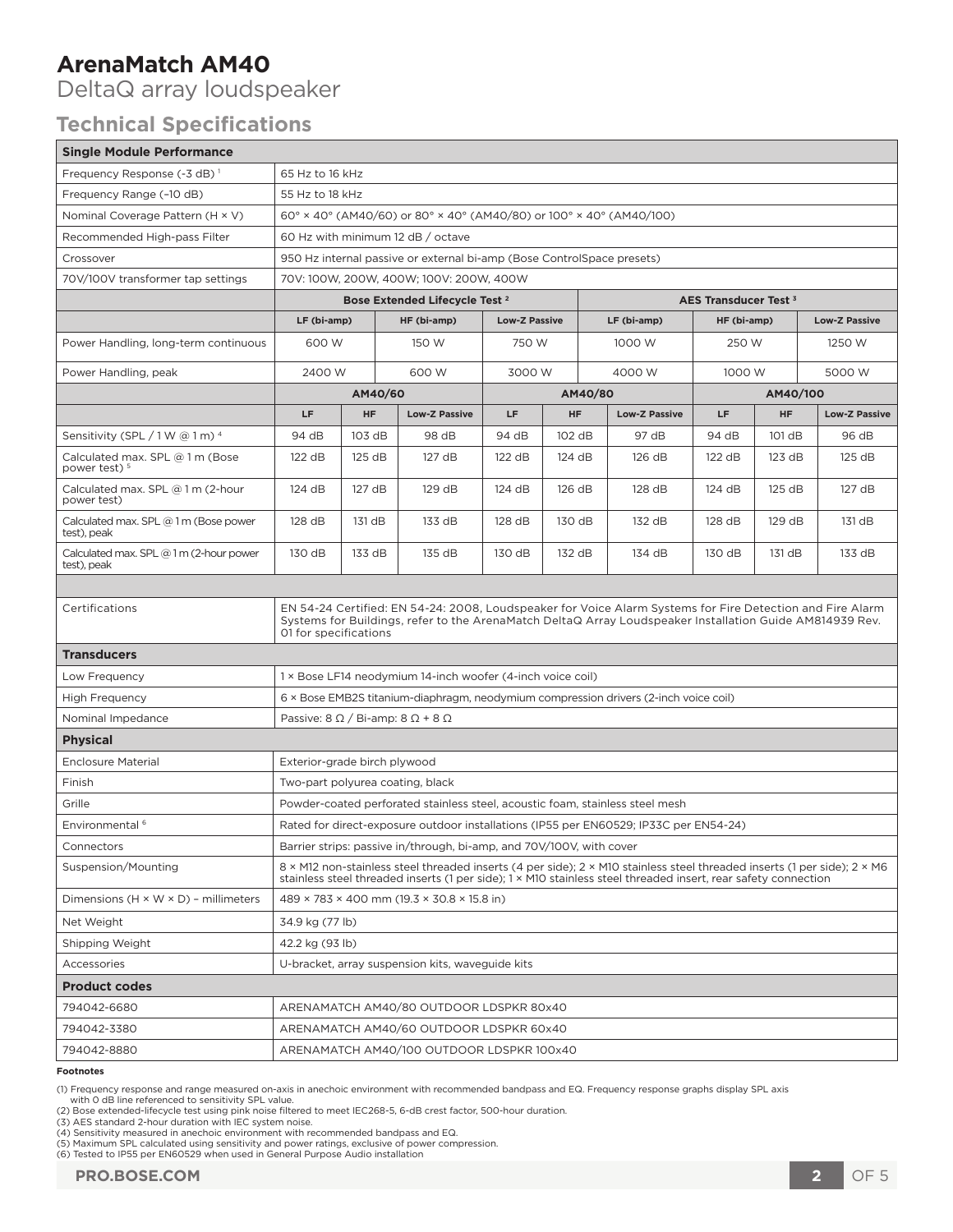# ArenaMatch AM40

DeltaQ array loudspeaker

## Technical Specifications

| Single Module Performance | | | | | | | | | |
|---|---|---|---|---|---|---|---|---|---|
| Frequency Response (-3 dB) [1] | 65 Hz to 16 kHz | | | | | | | | |
| Frequency Range (–10 dB) | 55 Hz to 18 kHz | | | | | | | | |
| Nominal Coverage Pattern (H × V) | 60° × 40° (AM40/60) or 80° × 40° (AM40/80) or 100° × 40° (AM40/100) | | | | | | | | |
| Recommended High-pass Filter | 60 Hz with minimum 12 dB / octave | | | | | | | | |
| Crossover | 950 Hz internal passive or external bi-amp (Bose ControlSpace presets) | | | | | | | | |
| 70V/100V transformer tap settings | 70V: 100W, 200W, 400W; 100V: 200W, 400W | | | | | | | | |

| | Bose Extended Lifecycle Test [2] | | | AES Transducer Test [3] | | |
|---|---|---|---|---|---|---|
| | LF (bi-amp) | HF (bi-amp) | Low-Z Passive | LF (bi-amp) | HF (bi-amp) | Low-Z Passive |
| Power Handling, long-term continuous | 600 W | 150 W | 750 W | 1000 W | 250 W | 1250 W |
| Power Handling, peak | 2400 W | 600 W | 3000 W | 4000 W | 1000 W | 5000 W |

| | AM40/60 | | | AM40/80 | | | AM40/100 | | |
|---|---|---|---|---|---|---|---|---|---|
| | LF | HF | Low-Z Passive | LF | HF | Low-Z Passive | LF | HF | Low-Z Passive |
| Sensitivity (SPL / 1 W @ 1 m) [4] | 94 dB | 103 dB | 98 dB | 94 dB | 102 dB | 97 dB | 94 dB | 101 dB | 96 dB |
| Calculated max. SPL @ 1 m (Bose power test) [5] | 122 dB | 125 dB | 127 dB | 122 dB | 124 dB | 126 dB | 122 dB | 123 dB | 125 dB |
| Calculated max. SPL @ 1 m (2-hour power test) | 124 dB | 127 dB | 129 dB | 124 dB | 126 dB | 128 dB | 124 dB | 125 dB | 127 dB |
| Calculated max. SPL @ 1 m (Bose power test), peak | 128 dB | 131 dB | 133 dB | 128 dB | 130 dB | 132 dB | 128 dB | 129 dB | 131 dB |
| Calculated max. SPL @ 1 m (2-hour power test), peak | 130 dB | 133 dB | 135 dB | 130 dB | 132 dB | 134 dB | 130 dB | 131 dB | 133 dB |

| | |
|---|---|
| Certifications | EN 54-24 Certified: EN 54-24: 2008, Loudspeaker for Voice Alarm Systems for Fire Detection and Fire Alarm Systems for Buildings, refer to the ArenaMatch DeltaQ Array Loudspeaker Installation Guide AM814939 Rev. 01 for specifications |
| **Transducers** | |
| Low Frequency | 1 × Bose LF14 neodymium 14-inch woofer (4-inch voice coil) |
| High Frequency | 6 × Bose EMB2S titanium-diaphragm, neodymium compression drivers (2-inch voice coil) |
| Nominal Impedance | Passive: 8 Ω / Bi-amp: 8 Ω + 8 Ω |
| **Physical** | |
| Enclosure Material | Exterior-grade birch plywood |
| Finish | Two-part polyurea coating, black |
| Grille | Powder-coated perforated stainless steel, acoustic foam, stainless steel mesh |
| Environmental [6] | Rated for direct-exposure outdoor installations (IP55 per EN60529; IP33C per EN54-24) |
| Connectors | Barrier strips: passive in/through, bi-amp, and 70V/100V, with cover |
| Suspension/Mounting | 8 × M12 non-stainless steel threaded inserts (4 per side); 2 × M10 stainless steel threaded inserts (1 per side); 2 × M6 stainless steel threaded inserts (1 per side); 1 × M10 stainless steel threaded insert, rear safety connection |
| Dimensions (H × W × D) – millimeters | 489 × 783 × 400 mm (19.3 × 30.8 × 15.8 in) |
| Net Weight | 34.9 kg (77 lb) |
| Shipping Weight | 42.2 kg (93 lb) |
| Accessories | U-bracket, array suspension kits, waveguide kits |
| **Product codes** | |
| 794042-6680 | ARENAMATCH AM40/80 OUTDOOR LDSPKR 80x40 |
| 794042-3380 | ARENAMATCH AM40/60 OUTDOOR LDSPKR 60x40 |
| 794042-8880 | ARENAMATCH AM40/100 OUTDOOR LDSPKR 100x40 |

**Footnotes**

(1) Frequency response and range measured on-axis in anechoic environment with recommended bandpass and EQ. Frequency response graphs display SPL axis with 0 dB line referenced to sensitivity SPL value.
(2) Bose extended-lifecycle test using pink noise filtered to meet IEC268-5, 6-dB crest factor, 500-hour duration.
(3) AES standard 2-hour duration with IEC system noise.
(4) Sensitivity measured in anechoic environment with recommended bandpass and EQ.
(5) Maximum SPL calculated using sensitivity and power ratings, exclusive of power compression.
(6) Tested to IP55 per EN60529 when used in General Purpose Audio installation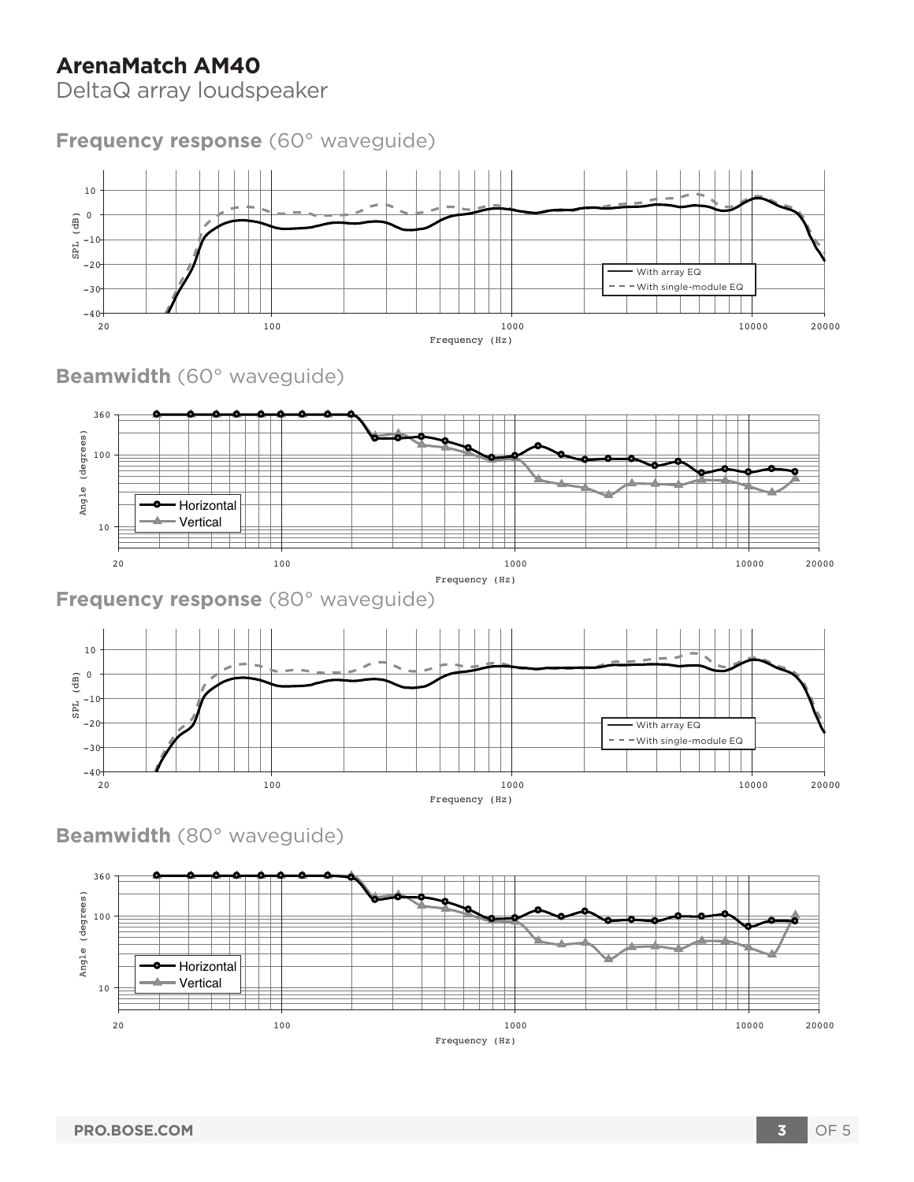# ArenaMatch AM40

DeltaQ array loudspeaker

## **Frequency response** (60° waveguide)

## **Beamwidth** (60° waveguide)

## **Frequency response** (80° waveguide)

## **Beamwidth** (80° waveguide)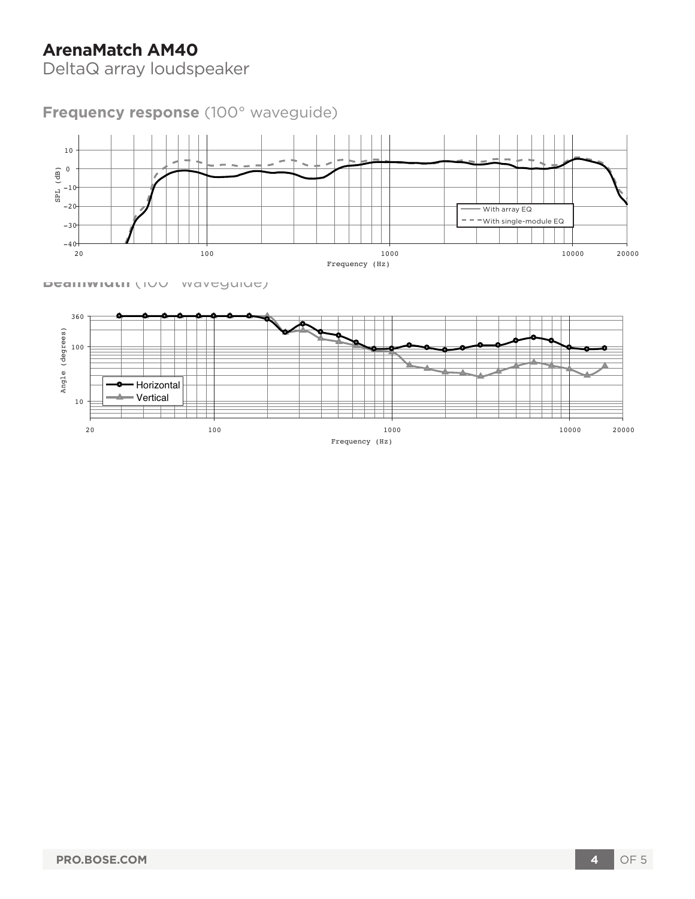# ArenaMatch AM40

DeltaQ array loudspeaker

## **Frequency response** (100° waveguide)

## **Beamwidth** (100° waveguide)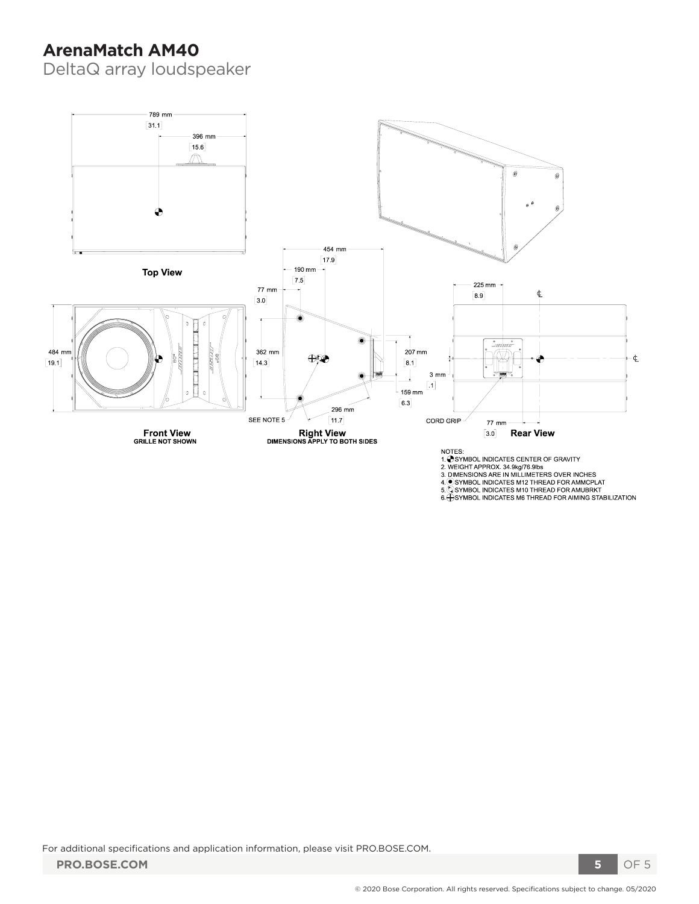# ArenaMatch AM40

DeltaQ array loudspeaker

789 mm
31.1

396 mm
15.6

**Top View**

454 mm
17.9

190 mm
7.5

77 mm
3.0

225 mm
8.9

484 mm
19.1

362 mm
14.3

207 mm
8.1

3 mm
.1

159 mm
6.3

296 mm
11.7

SEE NOTE 5

CORD GRIP

77 mm
3.0

**Front View**
**GRILLE NOT SHOWN**

**Right View**
**DIMENSIONS APPLY TO BOTH SIDES**

**Rear View**

NOTES:

1. SYMBOL INDICATES CENTER OF GRAVITY
2. WEIGHT APPROX. 34.9kg/76.9lbs
3. DIMENSIONS ARE IN MILLIMETERS OVER INCHES
4. SYMBOL INDICATES M12 THREAD FOR AMMCPLAT
5. SYMBOL INDICATES M10 THREAD FOR AMUBRKT
6. SYMBOL INDICATES M6 THREAD FOR AIMING STABILIZATION

For additional specifications and application information, please visit PRO.BOSE.COM.

© 2020 Bose Corporation. All rights reserved. Specifications subject to change. 05/2020